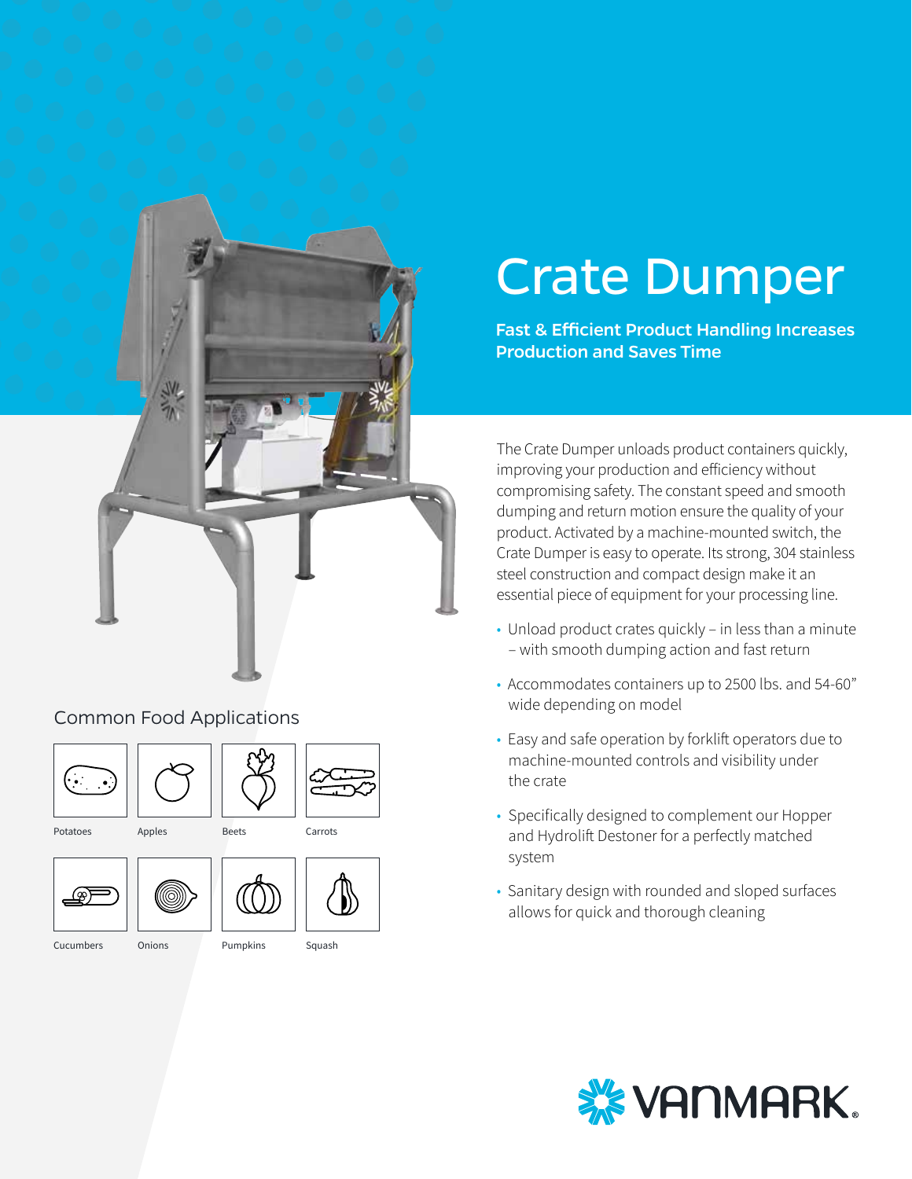# Crate Dumper

**Fast & Efficient Product Handling Increases Production and Saves Time**

The Crate Dumper unloads product containers quickly, improving your production and efficiency without compromising safety. The constant speed and smooth dumping and return motion ensure the quality of your product. Activated by a machine-mounted switch, the Crate Dumper is easy to operate. Its strong, 304 stainless steel construction and compact design make it an essential piece of equipment for your processing line.

- Unload product crates quickly – in less than a minute – with smooth dumping action and fast return
- Accommodates containers up to 2500 lbs. and 54-60" wide depending on model
- Easy and safe operation by forklift operators due to machine-mounted controls and visibility under the crate
- Specifically designed to complement our Hopper and Hydrolift Destoner for a perfectly matched system
- Sanitary design with rounded and sloped surfaces allows for quick and thorough cleaning

## Common Food Applications

Potatoes, Apples, Beets, Carrots, Cucumbers, Onions, Pumpkins, Squash

VANMARK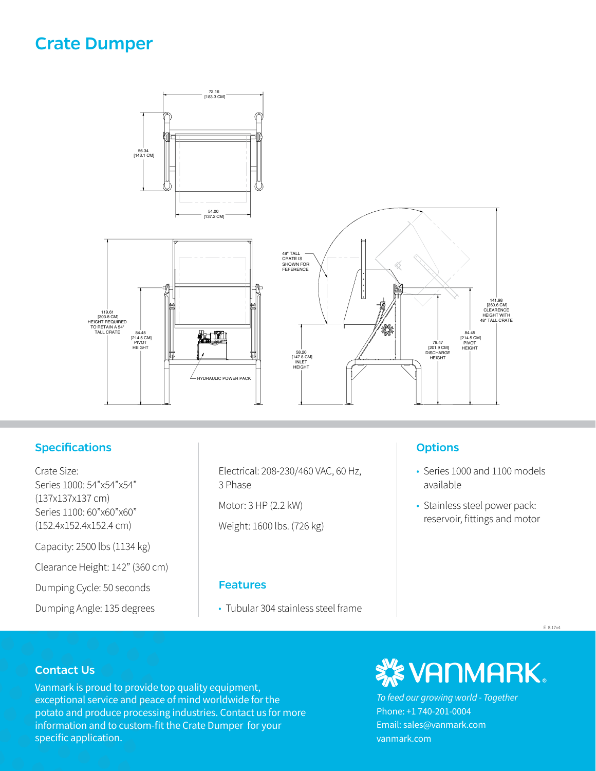# Crate Dumper

72.16
[183.3 CM]

56.34
[143.1 CM]

54.00
[137.2 CM]

119.61
[303.8 CM]
HEIGHT REQUIRED
TO RETAIN A 54"
TALL CRATE

84.45
[214.5 CM]
PIVOT
HEIGHT

HYDRAULIC POWER PACK

48" TALL
CRATE IS
SHOWN FOR
FEFERENCE

58.20
[147.8 CM]
INLET
HEIGHT

79.47
[201.9 CM]
DISCHARGE
HEIGHT

84.45
[214.5 CM]
PIVOT
HEIGHT

141.98
[360.6 CM]
CLEARENCE
HEIGHT WITH
48" TALL CRATE

## Specifications

Crate Size:
Series 1000: 54"x54"x54"
(137x137x137 cm)
Series 1100: 60"x60"x60"
(152.4x152.4x152.4 cm)

Capacity: 2500 lbs (1134 kg)

Clearance Height: 142" (360 cm)

Dumping Cycle: 50 seconds

Dumping Angle: 135 degrees

Electrical: 208-230/460 VAC, 60 Hz, 3 Phase

Motor: 3 HP (2.2 kW)

Weight: 1600 lbs. (726 kg)

## Features

- Tubular 304 stainless steel frame

## Options

- Series 1000 and 1100 models available
- Stainless steel power pack: reservoir, fittings and motor

E. 8.17v4

## Contact Us

Vanmark is proud to provide top quality equipment, exceptional service and peace of mind worldwide for the potato and produce processing industries. Contact us for more information and to custom-fit the Crate Dumper for your specific application.

VANMARK

*To feed our growing world - Together*

Phone: +1 740-201-0004

Email: sales@vanmark.com

vanmark.com